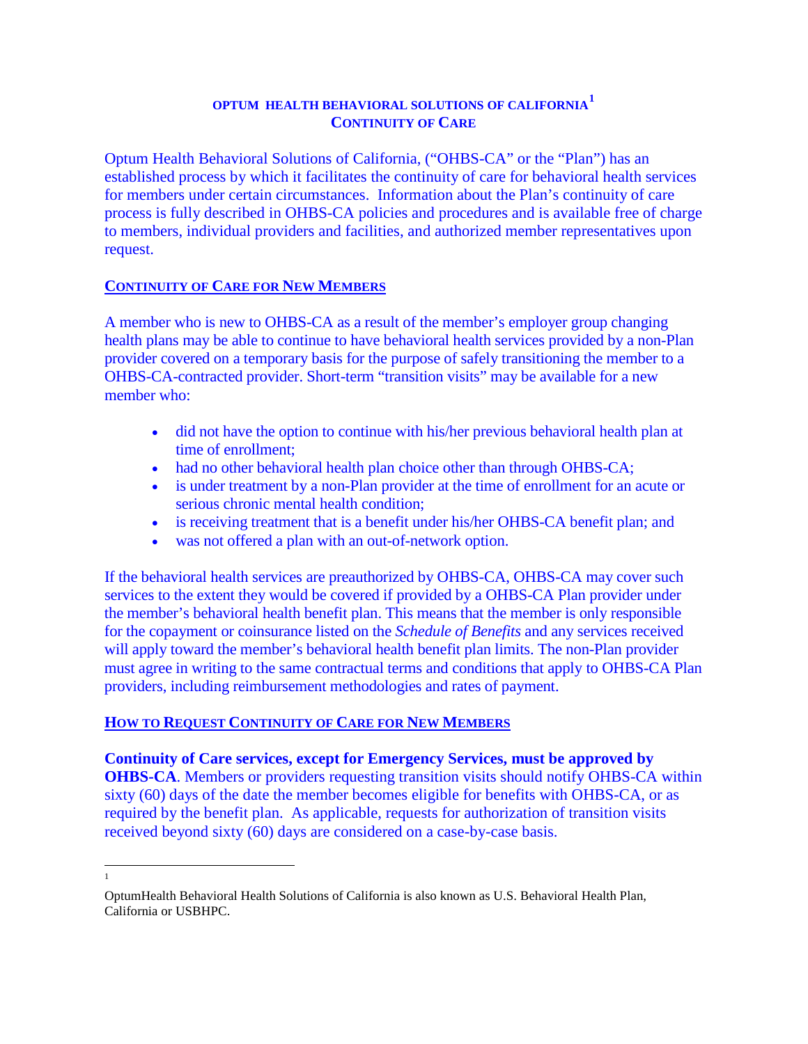# OPTUM HEALTH BEHAVIORAL SOLUTIONS OF CALIFORNIA[1]
# CONTINUITY OF CARE

Optum Health Behavioral Solutions of California, ("OHBS-CA" or the "Plan") has an established process by which it facilitates the continuity of care for behavioral health services for members under certain circumstances. Information about the Plan's continuity of care process is fully described in OHBS-CA policies and procedures and is available free of charge to members, individual providers and facilities, and authorized member representatives upon request.

## CONTINUITY OF CARE FOR NEW MEMBERS

A member who is new to OHBS-CA as a result of the member's employer group changing health plans may be able to continue to have behavioral health services provided by a non-Plan provider covered on a temporary basis for the purpose of safely transitioning the member to a OHBS-CA-contracted provider. Short-term "transition visits" may be available for a new member who:

- did not have the option to continue with his/her previous behavioral health plan at time of enrollment;
- had no other behavioral health plan choice other than through OHBS-CA;
- is under treatment by a non-Plan provider at the time of enrollment for an acute or serious chronic mental health condition;
- is receiving treatment that is a benefit under his/her OHBS-CA benefit plan; and
- was not offered a plan with an out-of-network option.

If the behavioral health services are preauthorized by OHBS-CA, OHBS-CA may cover such services to the extent they would be covered if provided by a OHBS-CA Plan provider under the member's behavioral health benefit plan. This means that the member is only responsible for the copayment or coinsurance listed on the *Schedule of Benefits* and any services received will apply toward the member's behavioral health benefit plan limits. The non-Plan provider must agree in writing to the same contractual terms and conditions that apply to OHBS-CA Plan providers, including reimbursement methodologies and rates of payment.

## HOW TO REQUEST CONTINUITY OF CARE FOR NEW MEMBERS

**Continuity of Care services, except for Emergency Services, must be approved by OHBS-CA**. Members or providers requesting transition visits should notify OHBS-CA within sixty (60) days of the date the member becomes eligible for benefits with OHBS-CA, or as required by the benefit plan. As applicable, requests for authorization of transition visits received beyond sixty (60) days are considered on a case-by-case basis.

---

[1] OptumHealth Behavioral Health Solutions of California is also known as U.S. Behavioral Health Plan, California or USBHPC.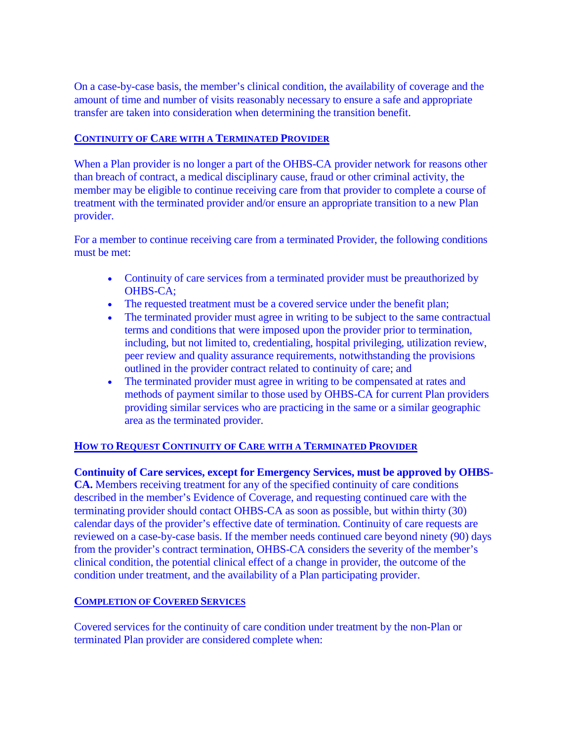On a case-by-case basis, the member's clinical condition, the availability of coverage and the amount of time and number of visits reasonably necessary to ensure a safe and appropriate transfer are taken into consideration when determining the transition benefit.

## Continuity of Care with a Terminated Provider

When a Plan provider is no longer a part of the OHBS-CA provider network for reasons other than breach of contract, a medical disciplinary cause, fraud or other criminal activity, the member may be eligible to continue receiving care from that provider to complete a course of treatment with the terminated provider and/or ensure an appropriate transition to a new Plan provider.

For a member to continue receiving care from a terminated Provider, the following conditions must be met:

- Continuity of care services from a terminated provider must be preauthorized by OHBS-CA;
- The requested treatment must be a covered service under the benefit plan;
- The terminated provider must agree in writing to be subject to the same contractual terms and conditions that were imposed upon the provider prior to termination, including, but not limited to, credentialing, hospital privileging, utilization review, peer review and quality assurance requirements, notwithstanding the provisions outlined in the provider contract related to continuity of care; and
- The terminated provider must agree in writing to be compensated at rates and methods of payment similar to those used by OHBS-CA for current Plan providers providing similar services who are practicing in the same or a similar geographic area as the terminated provider.

## How to Request Continuity of Care with a Terminated Provider

**Continuity of Care services, except for Emergency Services, must be approved by OHBS-CA.** Members receiving treatment for any of the specified continuity of care conditions described in the member's Evidence of Coverage, and requesting continued care with the terminating provider should contact OHBS-CA as soon as possible, but within thirty (30) calendar days of the provider's effective date of termination. Continuity of care requests are reviewed on a case-by-case basis. If the member needs continued care beyond ninety (90) days from the provider's contract termination, OHBS-CA considers the severity of the member's clinical condition, the potential clinical effect of a change in provider, the outcome of the condition under treatment, and the availability of a Plan participating provider.

## Completion of Covered Services

Covered services for the continuity of care condition under treatment by the non-Plan or terminated Plan provider are considered complete when: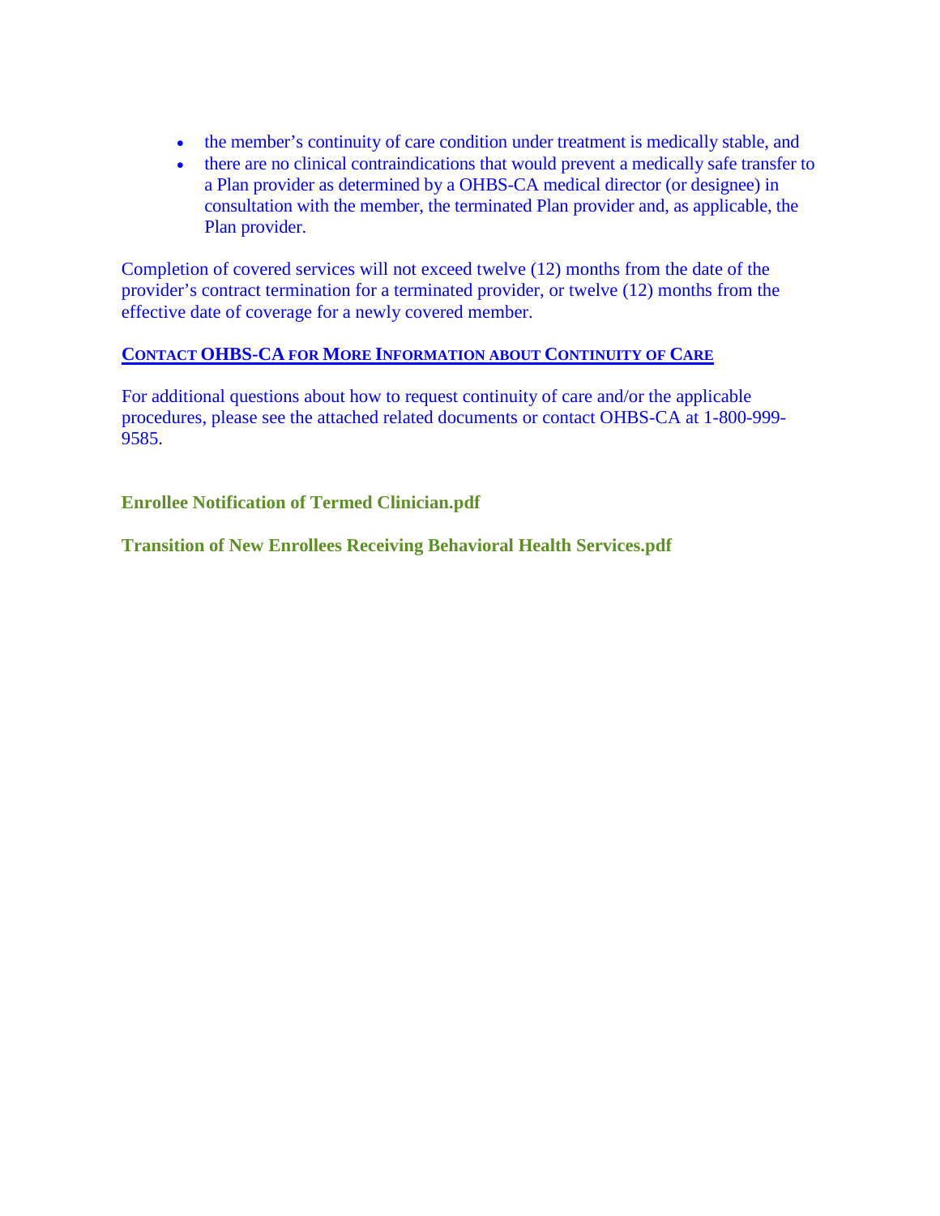- the member's continuity of care condition under treatment is medically stable, and
- there are no clinical contraindications that would prevent a medically safe transfer to a Plan provider as determined by a OHBS-CA medical director (or designee) in consultation with the member, the terminated Plan provider and, as applicable, the Plan provider.

Completion of covered services will not exceed twelve (12) months from the date of the provider's contract termination for a terminated provider, or twelve (12) months from the effective date of coverage for a newly covered member.

## Contact OHBS-CA for More Information about Continuity of Care

For additional questions about how to request continuity of care and/or the applicable procedures, please see the attached related documents or contact OHBS-CA at 1-800-999-9585.

**Enrollee Notification of Termed Clinician.pdf**

**Transition of New Enrollees Receiving Behavioral Health Services.pdf**